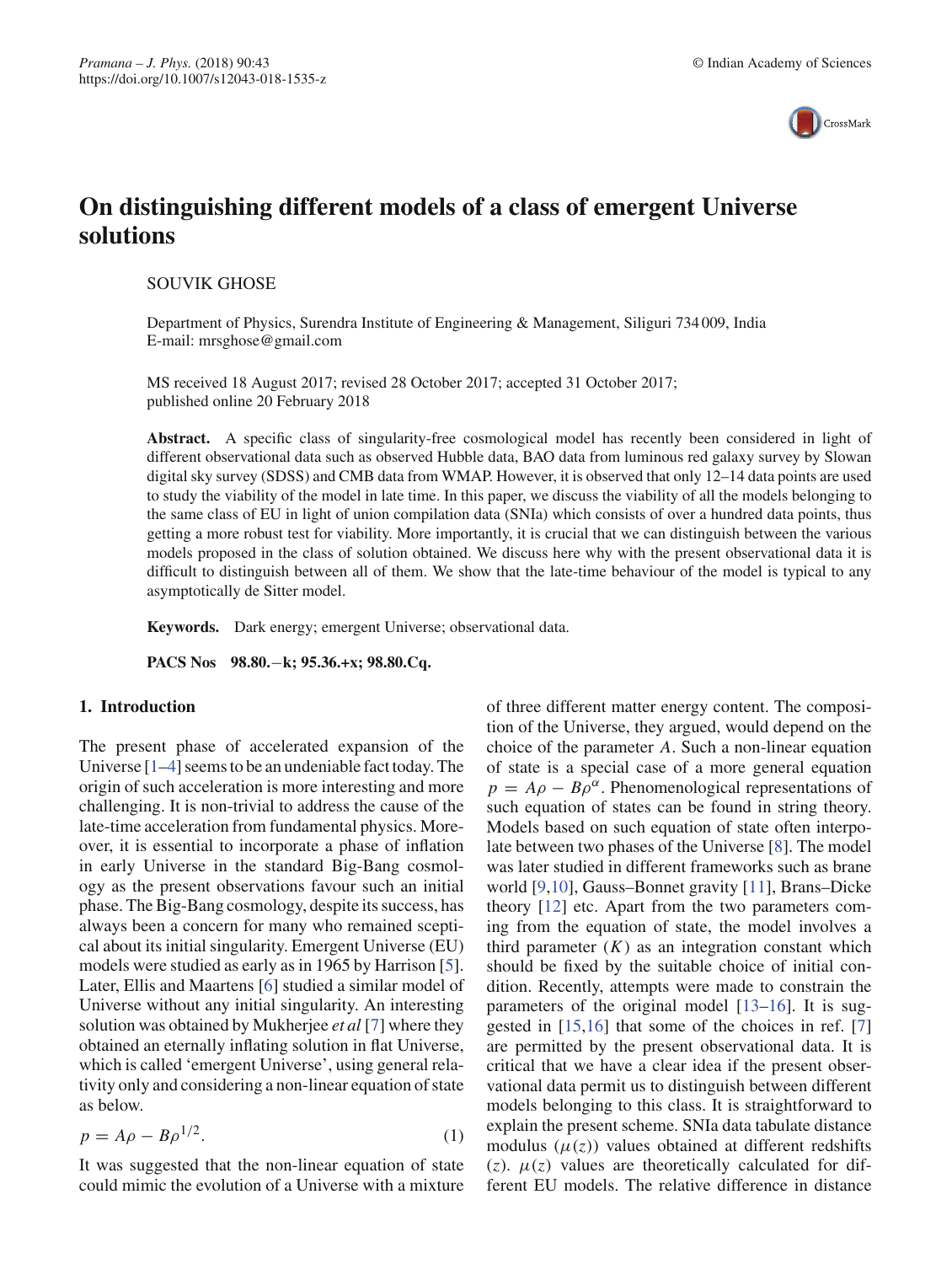# On distinguishing different models of a class of emergent Universe solutions

SOUVIK GHOSE

Department of Physics, Surendra Institute of Engineering & Management, Siliguri 734 009, India
E-mail: mrsghose@gmail.com

MS received 18 August 2017; revised 28 October 2017; accepted 31 October 2017; published online 20 February 2018

**Abstract.** A specific class of singularity-free cosmological model has recently been considered in light of different observational data such as observed Hubble data, BAO data from luminous red galaxy survey by Slowan digital sky survey (SDSS) and CMB data from WMAP. However, it is observed that only 12–14 data points are used to study the viability of the model in late time. In this paper, we discuss the viability of all the models belonging to the same class of EU in light of union compilation data (SNIa) which consists of over a hundred data points, thus getting a more robust test for viability. More importantly, it is crucial that we can distinguish between the various models proposed in the class of solution obtained. We discuss here why with the present observational data it is difficult to distinguish between all of them. We show that the late-time behaviour of the model is typical to any asymptotically de Sitter model.

**Keywords.** Dark energy; emergent Universe; observational data.

**PACS Nos** **98.80.−k; 95.36.+x; 98.80.Cq.**

## 1. Introduction

The present phase of accelerated expansion of the Universe [1–4] seems to be an undeniable fact today. The origin of such acceleration is more interesting and more challenging. It is non-trivial to address the cause of the late-time acceleration from fundamental physics. Moreover, it is essential to incorporate a phase of inflation in early Universe in the standard Big-Bang cosmology as the present observations favour such an initial phase. The Big-Bang cosmology, despite its success, has always been a concern for many who remained sceptical about its initial singularity. Emergent Universe (EU) models were studied as early as in 1965 by Harrison [5]. Later, Ellis and Maartens [6] studied a similar model of Universe without any initial singularity. An interesting solution was obtained by Mukherjee *et al* [7] where they obtained an eternally inflating solution in flat Universe, which is called 'emergent Universe', using general relativity only and considering a non-linear equation of state as below.

$$p = A\rho - B\rho^{1/2}. \tag{1}$$

It was suggested that the non-linear equation of state could mimic the evolution of a Universe with a mixture of three different matter energy content. The composition of the Universe, they argued, would depend on the choice of the parameter $A$. Such a non-linear equation of state is a special case of a more general equation $p = A\rho - B\rho^{\alpha}$. Phenomenological representations of such equation of states can be found in string theory. Models based on such equation of states often interpolate between two phases of the Universe [8]. The model was later studied in different frameworks such as brane world [9,10], Gauss–Bonnet gravity [11], Brans–Dicke theory [12] etc. Apart from the two parameters coming from the equation of state, the model involves a third parameter ($K$) as an integration constant which should be fixed by the suitable choice of initial condition. Recently, attempts were made to constrain the parameters of the original model [13–16]. It is suggested in [15,16] that some of the choices in ref. [7] are permitted by the present observational data. It is critical that we have a clear idea if the present observational data permit us to distinguish between different models belonging to this class. It is straightforward to explain the present scheme. SNIa data tabulate distance modulus ($\mu(z)$) values obtained at different redshifts ($z$). $\mu(z)$ values are theoretically calculated for different EU models. The relative difference in distance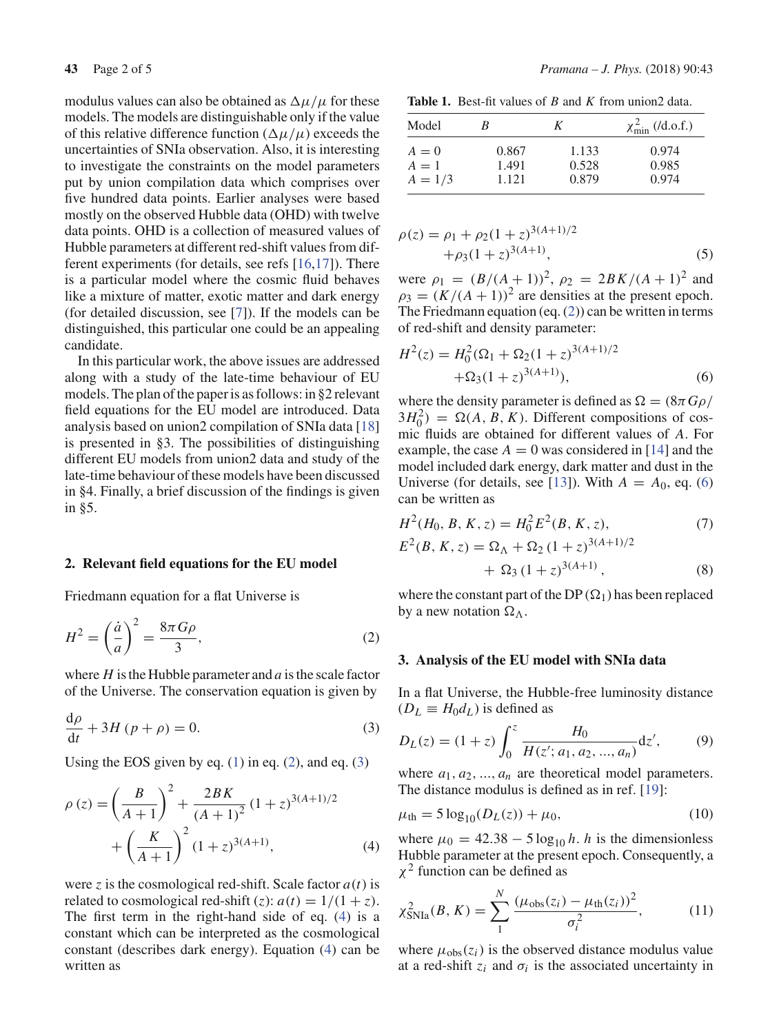modulus values can also be obtained as $\Delta\mu/\mu$ for these models. The models are distinguishable only if the value of this relative difference function ($\Delta\mu/\mu$) exceeds the uncertainties of SNIa observation. Also, it is interesting to investigate the constraints on the model parameters put by union compilation data which comprises over five hundred data points. Earlier analyses were based mostly on the observed Hubble data (OHD) with twelve data points. OHD is a collection of measured values of Hubble parameters at different red-shift values from different experiments (for details, see refs [16,17]). There is a particular model where the cosmic fluid behaves like a mixture of matter, exotic matter and dark energy (for detailed discussion, see [7]). If the models can be distinguished, this particular one could be an appealing candidate.

In this particular work, the above issues are addressed along with a study of the late-time behaviour of EU models. The plan of the paper is as follows: in §2 relevant field equations for the EU model are introduced. Data analysis based on union2 compilation of SNIa data [18] is presented in §3. The possibilities of distinguishing different EU models from union2 data and study of the late-time behaviour of these models have been discussed in §4. Finally, a brief discussion of the findings is given in §5.

## 2. Relevant field equations for the EU model

Friedmann equation for a flat Universe is

$$H^2 = \left(\frac{\dot{a}}{a}\right)^2 = \frac{8\pi G\rho}{3}, \tag{2}$$

where $H$ is the Hubble parameter and $a$ is the scale factor of the Universe. The conservation equation is given by

$$\frac{\mathrm{d}\rho}{\mathrm{d}t} + 3H\,(p+\rho) = 0. \tag{3}$$

Using the EOS given by eq. (1) in eq. (2), and eq. (3)

$$\rho\,(z) = \left(\frac{B}{A+1}\right)^2 + \frac{2BK}{(A+1)^2}\,(1+z)^{3(A+1)/2} + \left(\frac{K}{A+1}\right)^2 (1+z)^{3(A+1)}, \tag{4}$$

were $z$ is the cosmological red-shift. Scale factor $a(t)$ is related to cosmological red-shift ($z$): $a(t) = 1/(1+z)$. The first term in the right-hand side of eq. (4) is a constant which can be interpreted as the cosmological constant (describes dark energy). Equation (4) can be written as

**Table 1.** Best-fit values of $B$ and $K$ from union2 data.

| Model | $B$ | $K$ | $\chi^2_{\min}$ (/d.o.f.) |
|---|---|---|---|
| $A = 0$ | 0.867 | 1.133 | 0.974 |
| $A = 1$ | 1.491 | 0.528 | 0.985 |
| $A = 1/3$ | 1.121 | 0.879 | 0.974 |

$$\rho(z) = \rho_1 + \rho_2(1+z)^{3(A+1)/2} + \rho_3(1+z)^{3(A+1)}, \tag{5}$$

were $\rho_1 = (B/(A+1))^2$, $\rho_2 = 2BK/(A+1)^2$ and $\rho_3 = (K/(A+1))^2$ are densities at the present epoch. The Friedmann equation (eq. (2)) can be written in terms of red-shift and density parameter:

$$H^2(z) = H_0^2(\Omega_1 + \Omega_2(1+z)^{3(A+1)/2} + \Omega_3(1+z)^{3(A+1)}), \tag{6}$$

where the density parameter is defined as $\Omega = (8\pi G\rho/3H_0^2) = \Omega(A, B, K)$. Different compositions of cosmic fluids are obtained for different values of $A$. For example, the case $A = 0$ was considered in [14] and the model included dark energy, dark matter and dust in the Universe (for details, see [13]). With $A = A_0$, eq. (6) can be written as

$$H^2(H_0, B, K, z) = H_0^2 E^2(B, K, z), \tag{7}$$

$$E^2(B, K, z) = \Omega_\Lambda + \Omega_2\,(1+z)^{3(A+1)/2} + \Omega_3\,(1+z)^{3(A+1)}, \tag{8}$$

where the constant part of the DP ($\Omega_1$) has been replaced by a new notation $\Omega_\Lambda$.

## 3. Analysis of the EU model with SNIa data

In a flat Universe, the Hubble-free luminosity distance ($D_L \equiv H_0 d_L$) is defined as

$$D_L(z) = (1+z)\int_0^z \frac{H_0}{H(z'; a_1, a_2, ..., a_n)}\mathrm{d}z', \tag{9}$$

where $a_1, a_2, ..., a_n$ are theoretical model parameters. The distance modulus is defined as in ref. [19]:

$$\mu_{\text{th}} = 5\log_{10}(D_L(z)) + \mu_0, \tag{10}$$

where $\mu_0 = 42.38 - 5\log_{10} h$. $h$ is the dimensionless Hubble parameter at the present epoch. Consequently, a $\chi^2$ function can be defined as

$$\chi^2_{\text{SNIa}}(B, K) = \sum_1^N \frac{(\mu_{\text{obs}}(z_i) - \mu_{\text{th}}(z_i))^2}{\sigma_i^2}, \tag{11}$$

where $\mu_{\text{obs}}(z_i)$ is the observed distance modulus value at a red-shift $z_i$ and $\sigma_i$ is the associated uncertainty in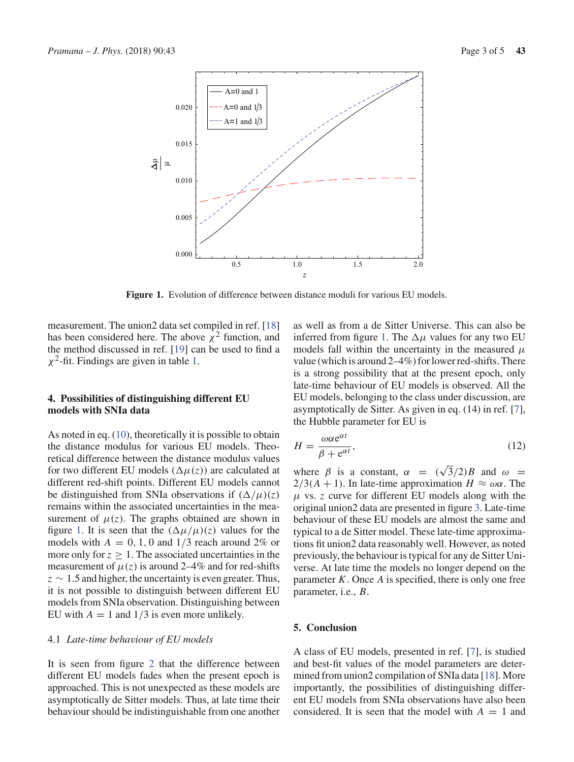Figure 1. Evolution of difference between distance moduli for various EU models.

measurement. The union2 data set compiled in ref. [18] has been considered here. The above $\chi^2$ function, and the method discussed in ref. [19] can be used to find a $\chi^2$-fit. Findings are given in table 1.

## 4. Possibilities of distinguishing different EU models with SNIa data

As noted in eq. (10), theoretically it is possible to obtain the distance modulus for various EU models. Theoretical difference between the distance modulus values for two different EU models ($\Delta\mu(z)$) are calculated at different red-shift points. Different EU models cannot be distinguished from SNIa observations if $(\Delta/\mu)(z)$ remains within the associated uncertainties in the measurement of $\mu(z)$. The graphs obtained are shown in figure 1. It is seen that the $(\Delta\mu/\mu)(z)$ values for the models with $A = 0, 1, 0$ and $1/3$ reach around 2% or more only for $z \geq 1$. The associated uncertainties in the measurement of $\mu(z)$ is around 2–4% and for red-shifts $z \sim 1.5$ and higher, the uncertainty is even greater. Thus, it is not possible to distinguish between different EU models from SNIa observation. Distinguishing between EU with $A = 1$ and $1/3$ is even more unlikely.

### 4.1 *Late-time behaviour of EU models*

It is seen from figure 2 that the difference between different EU models fades when the present epoch is approached. This is not unexpected as these models are asymptotically de Sitter models. Thus, at late time their behaviour should be indistinguishable from one another as well as from a de Sitter Universe. This can also be inferred from figure 1. The $\Delta\mu$ values for any two EU models fall within the uncertainty in the measured $\mu$ value (which is around 2–4%) for lower red-shifts. There is a strong possibility that at the present epoch, only late-time behaviour of EU models is observed. All the EU models, belonging to the class under discussion, are asymptotically de Sitter. As given in eq. (14) in ref. [7], the Hubble parameter for EU is

$$H = \frac{\omega\alpha e^{\alpha t}}{\beta + e^{\alpha t}}, \tag{12}$$

where $\beta$ is a constant, $\alpha = (\sqrt{3}/2)B$ and $\omega = 2/3(A+1)$. In late-time approximation $H \approx \omega\alpha$. The $\mu$ vs. $z$ curve for different EU models along with the original union2 data are presented in figure 3. Late-time behaviour of these EU models are almost the same and typical to a de Sitter model. These late-time approximations fit union2 data reasonably well. However, as noted previously, the behaviour is typical for any de Sitter Universe. At late time the models no longer depend on the parameter $K$. Once $A$ is specified, there is only one free parameter, i.e., $B$.

## 5. Conclusion

A class of EU models, presented in ref. [7], is studied and best-fit values of the model parameters are determined from union2 compilation of SNIa data [18]. More importantly, the possibilities of distinguishing different EU models from SNIa observations have also been considered. It is seen that the model with $A = 1$ and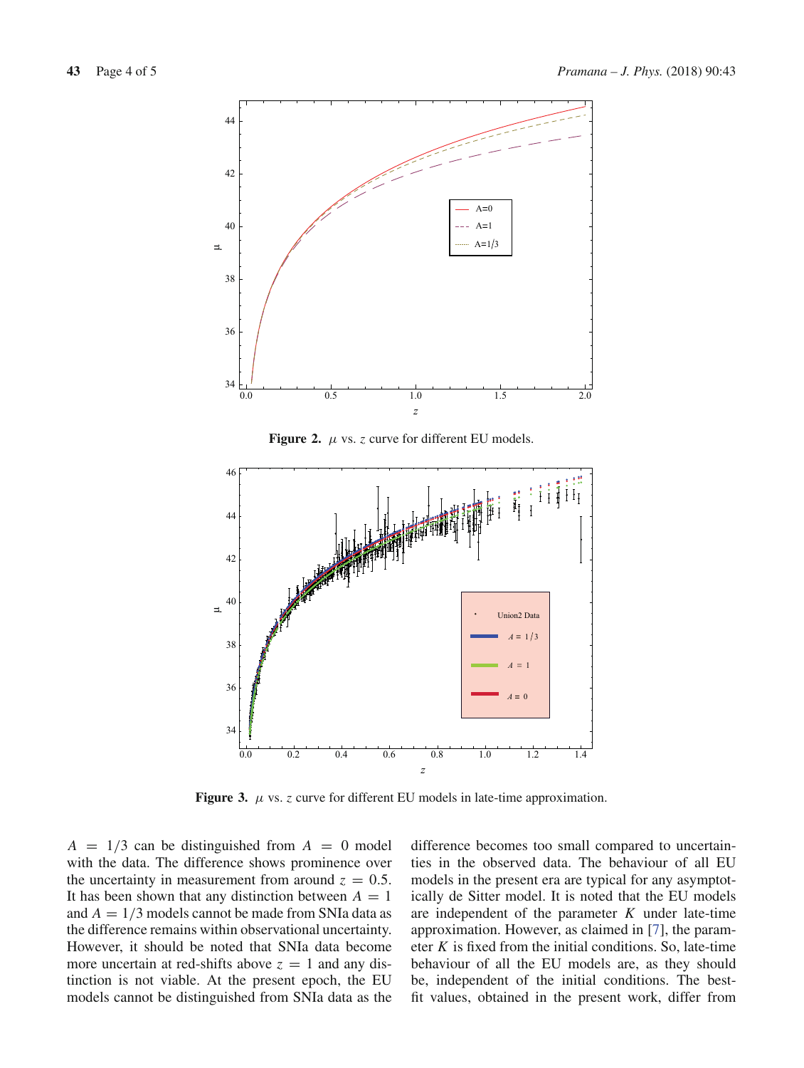**Figure 2.** $\mu$ vs. $z$ curve for different EU models.

**Figure 3.** $\mu$ vs. $z$ curve for different EU models in late-time approximation.

$A = 1/3$ can be distinguished from $A = 0$ model with the data. The difference shows prominence over the uncertainty in measurement from around $z = 0.5$. It has been shown that any distinction between $A = 1$ and $A = 1/3$ models cannot be made from SNIa data as the difference remains within observational uncertainty. However, it should be noted that SNIa data become more uncertain at red-shifts above $z = 1$ and any distinction is not viable. At the present epoch, the EU models cannot be distinguished from SNIa data as the difference becomes too small compared to uncertainties in the observed data. The behaviour of all EU models in the present era are typical for any asymptotically de Sitter model. It is noted that the EU models are independent of the parameter $K$ under late-time approximation. However, as claimed in [7], the parameter $K$ is fixed from the initial conditions. So, late-time behaviour of all the EU models are, as they should be, independent of the initial conditions. The best-fit values, obtained in the present work, differ from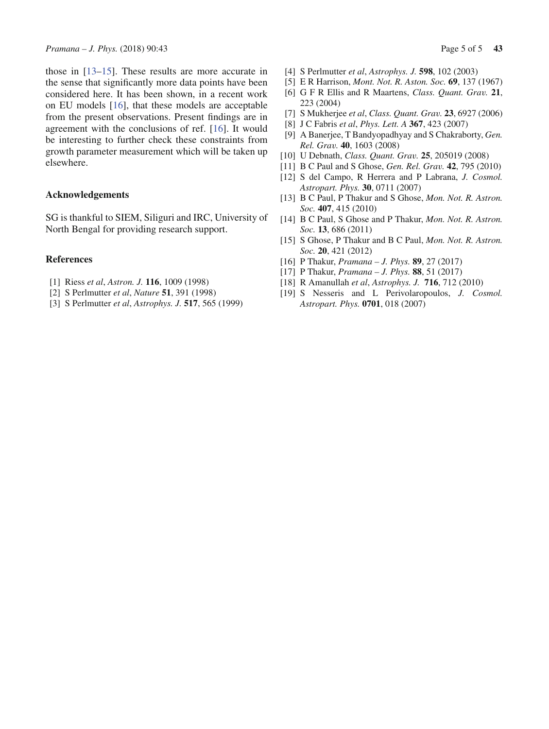those in [13–15]. These results are more accurate in the sense that significantly more data points have been considered here. It has been shown, in a recent work on EU models [16], that these models are acceptable from the present observations. Present findings are in agreement with the conclusions of ref. [16]. It would be interesting to further check these constraints from growth parameter measurement which will be taken up elsewhere.

## Acknowledgements

SG is thankful to SIEM, Siliguri and IRC, University of North Bengal for providing research support.

## References

[1] Riess *et al*, *Astron. J.* **116**, 1009 (1998)
[2] S Perlmutter *et al*, *Nature* **51**, 391 (1998)
[3] S Perlmutter *et al*, *Astrophys. J.* **517**, 565 (1999)
[4] S Perlmutter *et al*, *Astrophys. J.* **598**, 102 (2003)
[5] E R Harrison, *Mont. Not. R. Aston. Soc.* **69**, 137 (1967)
[6] G F R Ellis and R Maartens, *Class. Quant. Grav.* **21**, 223 (2004)
[7] S Mukherjee *et al*, *Class. Quant. Grav.* **23**, 6927 (2006)
[8] J C Fabris *et al*, *Phys. Lett. A* **367**, 423 (2007)
[9] A Banerjee, T Bandyopadhyay and S Chakraborty, *Gen. Rel. Grav.* **40**, 1603 (2008)
[10] U Debnath, *Class. Quant. Grav.* **25**, 205019 (2008)
[11] B C Paul and S Ghose, *Gen. Rel. Grav.* **42**, 795 (2010)
[12] S del Campo, R Herrera and P Labrana, *J. Cosmol. Astropart. Phys.* **30**, 0711 (2007)
[13] B C Paul, P Thakur and S Ghose, *Mon. Not. R. Astron. Soc.* **407**, 415 (2010)
[14] B C Paul, S Ghose and P Thakur, *Mon. Not. R. Astron. Soc.* **13**, 686 (2011)
[15] S Ghose, P Thakur and B C Paul, *Mon. Not. R. Astron. Soc.* **20**, 421 (2012)
[16] P Thakur, *Pramana – J. Phys.* **89**, 27 (2017)
[17] P Thakur, *Pramana – J. Phys.* **88**, 51 (2017)
[18] R Amanullah *et al*, *Astrophys. J.* **716**, 712 (2010)
[19] S Nesseris and L Perivolaropoulos, *J. Cosmol. Astropart. Phys.* **0701**, 018 (2007)